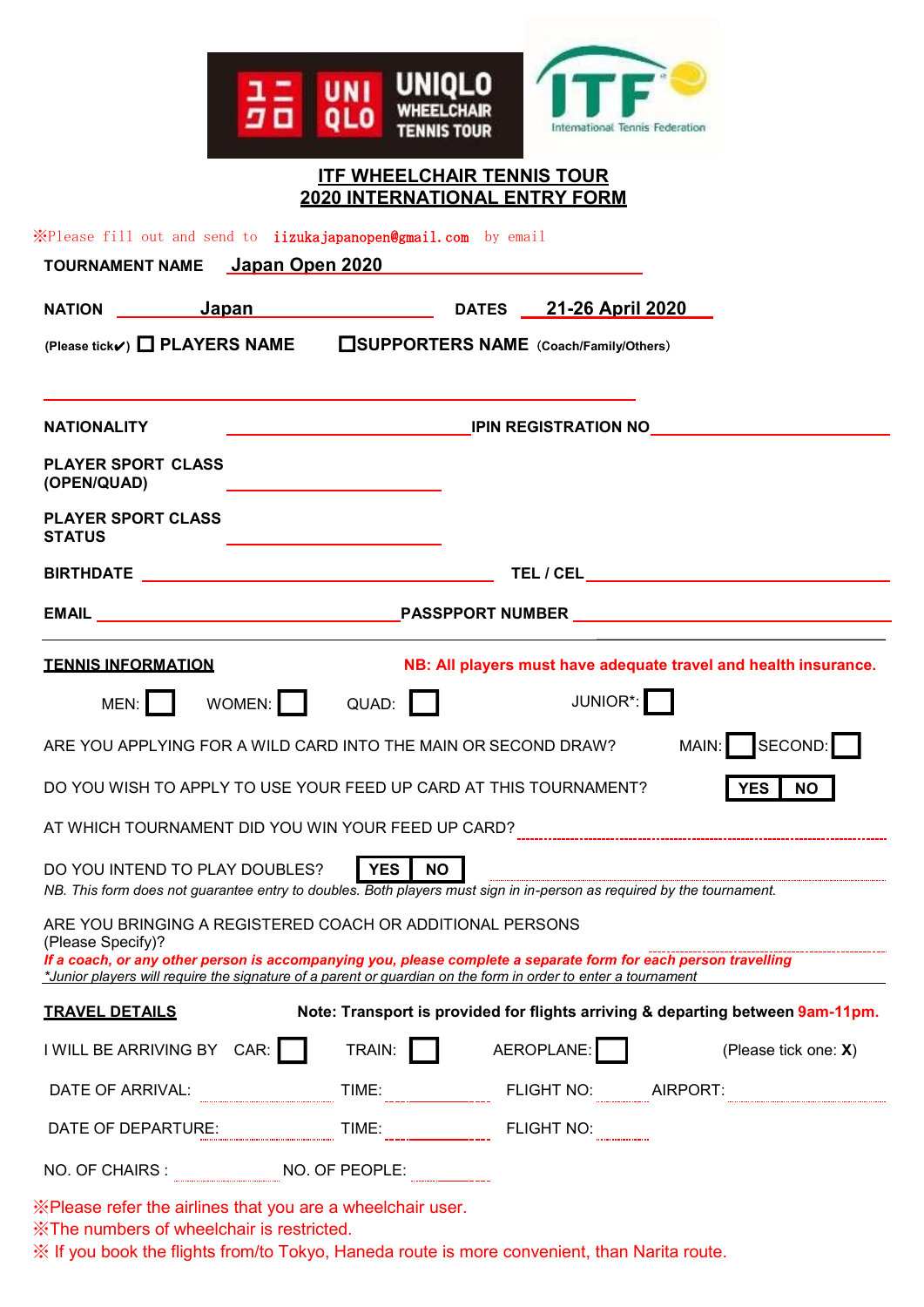# ITF WHEELCHAIR TENNIS TOUR
# 2020 INTERNATIONAL ENTRY FORM

※Please fill out and send to iizukajapanopen@gmail.com by email

**TOURNAMENT NAME** Japan Open 2020

**NATION** Japan **DATES** 21-26 April 2020

(Please tick✔) ☐ **PLAYERS NAME** ☐**SUPPORTERS NAME** (Coach/Family/Others)

______________________________________

**NATIONALITY** ____________ **IPIN REGISTRATION NO** ____________

**PLAYER SPORT CLASS (OPEN/QUAD)** ____________

**PLAYER SPORT CLASS STATUS** ____________

**BIRTHDATE** ____________ **TEL / CEL** ____________

**EMAIL** ____________ **PASSPPORT NUMBER** ____________

**TENNIS INFORMATION** **NB: All players must have adequate travel and health insurance.**

MEN: ☐ WOMEN: ☐ QUAD: ☐ JUNIOR*: ☐

ARE YOU APPLYING FOR A WILD CARD INTO THE MAIN OR SECOND DRAW? MAIN: ☐ SECOND: ☐

DO YOU WISH TO APPLY TO USE YOUR FEED UP CARD AT THIS TOURNAMENT? **YES** | **NO**

AT WHICH TOURNAMENT DID YOU WIN YOUR FEED UP CARD? ____________

DO YOU INTEND TO PLAY DOUBLES? **YES** | **NO**

*NB. This form does not guarantee entry to doubles. Both players must sign in in-person as required by the tournament.*

ARE YOU BRINGING A REGISTERED COACH OR ADDITIONAL PERSONS (Please Specify)?

***If a coach, or any other person is accompanying you, please complete a separate form for each person travelling***

*\*Junior players will require the signature of a parent or guardian on the form in order to enter a tournament*

**TRAVEL DETAILS** **Note: Transport is provided for flights arriving & departing between 9am-11pm.**

I WILL BE ARRIVING BY CAR: ☐ TRAIN: ☐ AEROPLANE: ☐ (Please tick one: **X**)

DATE OF ARRIVAL: ________ TIME: ________ FLIGHT NO: ________ AIRPORT: ________

DATE OF DEPARTURE: ________ TIME: ________ FLIGHT NO: ________

NO. OF CHAIRS : ________ NO. OF PEOPLE: ________

※Please refer the airlines that you are a wheelchair user.
※The numbers of wheelchair is restricted.
※ If you book the flights from/to Tokyo, Haneda route is more convenient, than Narita route.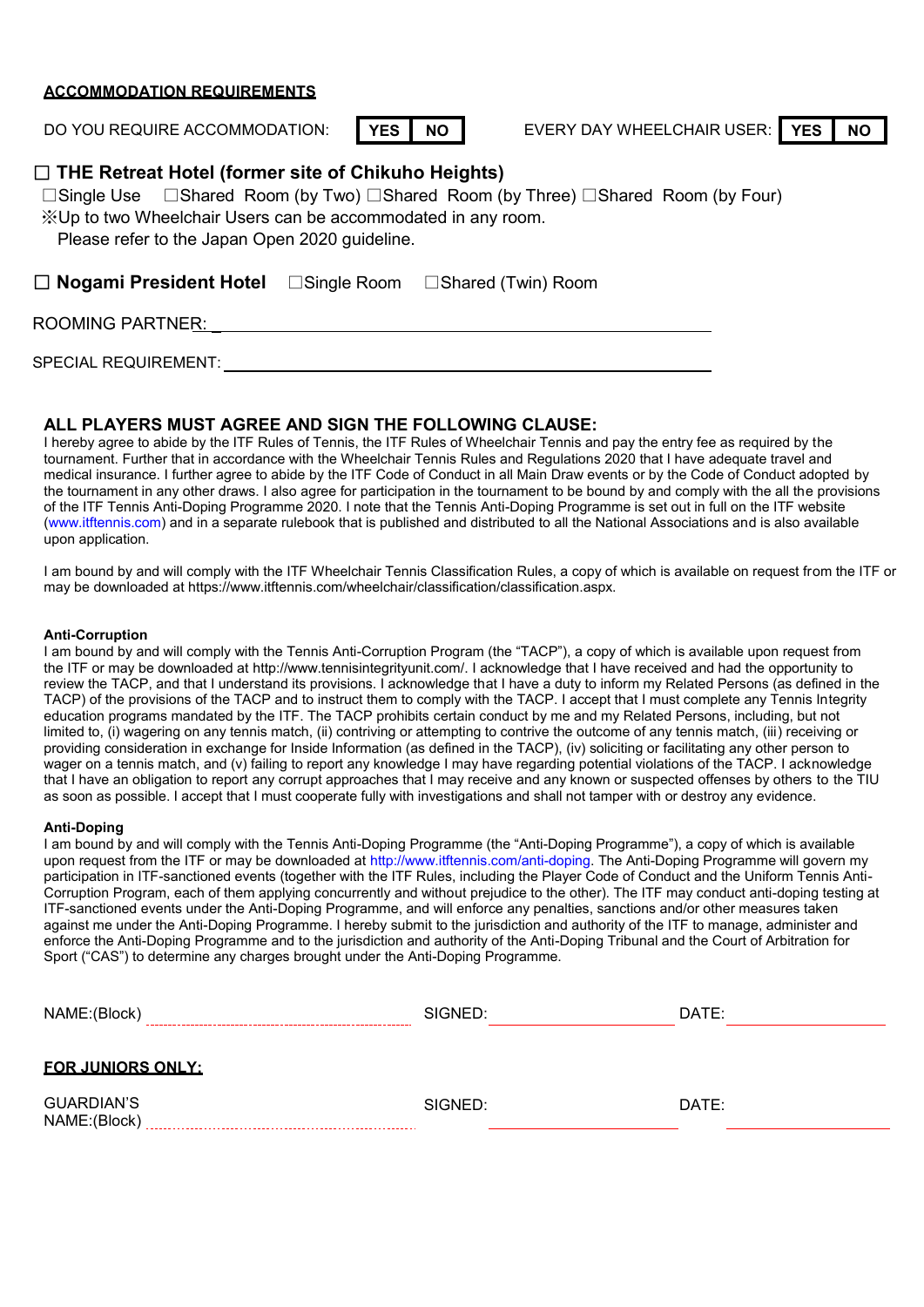**ACCOMMODATION REQUIREMENTS**

DO YOU REQUIRE ACCOMMODATION: **YES** **NO** EVERY DAY WHEELCHAIR USER: **YES** **NO**

☐ **THE Retreat Hotel (former site of Chikuho Heights)**

☐Single Use ☐Shared Room (by Two) ☐Shared Room (by Three) ☐Shared Room (by Four)

※Up to two Wheelchair Users can be accommodated in any room.
Please refer to the Japan Open 2020 guideline.

☐ **Nogami President Hotel** ☐Single Room ☐Shared (Twin) Room

ROOMING PARTNER: ______________________________

SPECIAL REQUIREMENT: ______________________________

## ALL PLAYERS MUST AGREE AND SIGN THE FOLLOWING CLAUSE:

I hereby agree to abide by the ITF Rules of Tennis, the ITF Rules of Wheelchair Tennis and pay the entry fee as required by the tournament. Further that in accordance with the Wheelchair Tennis Rules and Regulations 2020 that I have adequate travel and medical insurance. I further agree to abide by the ITF Code of Conduct in all Main Draw events or by the Code of Conduct adopted by the tournament in any other draws. I also agree for participation in the tournament to be bound by and comply with the all the provisions of the ITF Tennis Anti-Doping Programme 2020. I note that the Tennis Anti-Doping Programme is set out in full on the ITF website (www.itftennis.com) and in a separate rulebook that is published and distributed to all the National Associations and is also available upon application.

I am bound by and will comply with the ITF Wheelchair Tennis Classification Rules, a copy of which is available on request from the ITF or may be downloaded at https://www.itftennis.com/wheelchair/classification/classification.aspx.

**Anti-Corruption**

I am bound by and will comply with the Tennis Anti-Corruption Program (the "TACP"), a copy of which is available upon request from the ITF or may be downloaded at http://www.tennisintegrityunit.com/. I acknowledge that I have received and had the opportunity to review the TACP, and that I understand its provisions. I acknowledge that I have a duty to inform my Related Persons (as defined in the TACP) of the provisions of the TACP and to instruct them to comply with the TACP. I accept that I must complete any Tennis Integrity education programs mandated by the ITF. The TACP prohibits certain conduct by me and my Related Persons, including, but not limited to, (i) wagering on any tennis match, (ii) contriving or attempting to contrive the outcome of any tennis match, (iii) receiving or providing consideration in exchange for Inside Information (as defined in the TACP), (iv) soliciting or facilitating any other person to wager on a tennis match, and (v) failing to report any knowledge I may have regarding potential violations of the TACP. I acknowledge that I have an obligation to report any corrupt approaches that I may receive and any known or suspected offenses by others to the TIU as soon as possible. I accept that I must cooperate fully with investigations and shall not tamper with or destroy any evidence.

**Anti-Doping**

I am bound by and will comply with the Tennis Anti-Doping Programme (the "Anti-Doping Programme"), a copy of which is available upon request from the ITF or may be downloaded at http://www.itftennis.com/anti-doping. The Anti-Doping Programme will govern my participation in ITF-sanctioned events (together with the ITF Rules, including the Player Code of Conduct and the Uniform Tennis Anti-Corruption Program, each of them applying concurrently and without prejudice to the other). The ITF may conduct anti-doping testing at ITF-sanctioned events under the Anti-Doping Programme, and will enforce any penalties, sanctions and/or other measures taken against me under the Anti-Doping Programme. I hereby submit to the jurisdiction and authority of the ITF to manage, administer and enforce the Anti-Doping Programme and to the jurisdiction and authority of the Anti-Doping Tribunal and the Court of Arbitration for Sport ("CAS") to determine any charges brought under the Anti-Doping Programme.

NAME:(Block) ____________ SIGNED: ____________ DATE: ____________

**FOR JUNIORS ONLY:**

GUARDIAN'S NAME:(Block) ____________ SIGNED: ____________ DATE: ____________